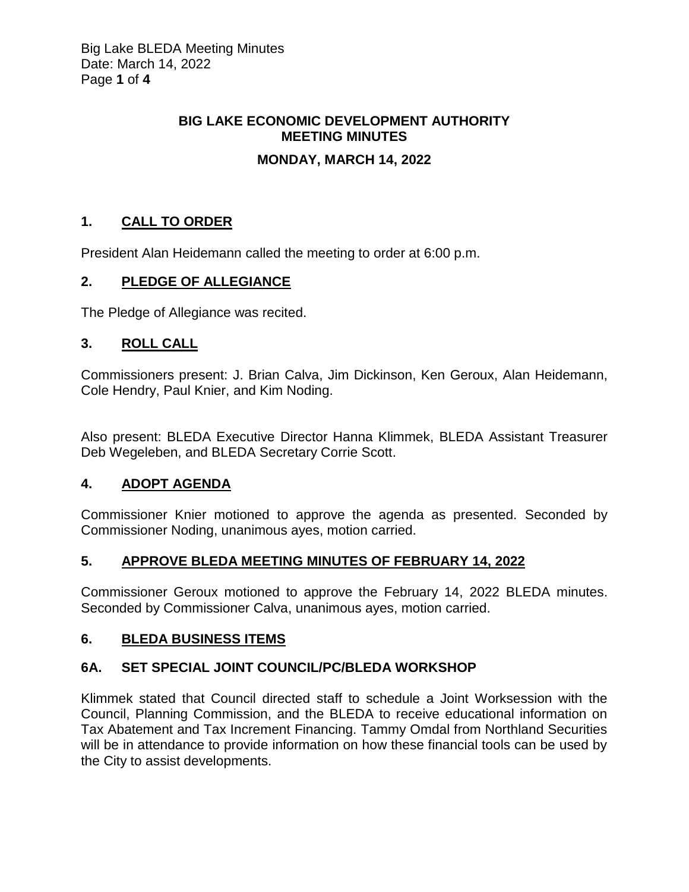# BIG LAKE ECONOMIC DEVELOPMENT AUTHORITY MEETING MINUTES

## MONDAY, MARCH 14, 2022

## 1. CALL TO ORDER

President Alan Heidemann called the meeting to order at 6:00 p.m.

## 2. PLEDGE OF ALLEGIANCE

The Pledge of Allegiance was recited.

## 3. ROLL CALL

Commissioners present: J. Brian Calva, Jim Dickinson, Ken Geroux, Alan Heidemann, Cole Hendry, Paul Knier, and Kim Noding.

Also present: BLEDA Executive Director Hanna Klimmek, BLEDA Assistant Treasurer Deb Wegeleben, and BLEDA Secretary Corrie Scott.

## 4. ADOPT AGENDA

Commissioner Knier motioned to approve the agenda as presented. Seconded by Commissioner Noding, unanimous ayes, motion carried.

## 5. APPROVE BLEDA MEETING MINUTES OF FEBRUARY 14, 2022

Commissioner Geroux motioned to approve the February 14, 2022 BLEDA minutes. Seconded by Commissioner Calva, unanimous ayes, motion carried.

## 6. BLEDA BUSINESS ITEMS

### 6A. SET SPECIAL JOINT COUNCIL/PC/BLEDA WORKSHOP

Klimmek stated that Council directed staff to schedule a Joint Worksession with the Council, Planning Commission, and the BLEDA to receive educational information on Tax Abatement and Tax Increment Financing. Tammy Omdal from Northland Securities will be in attendance to provide information on how these financial tools can be used by the City to assist developments.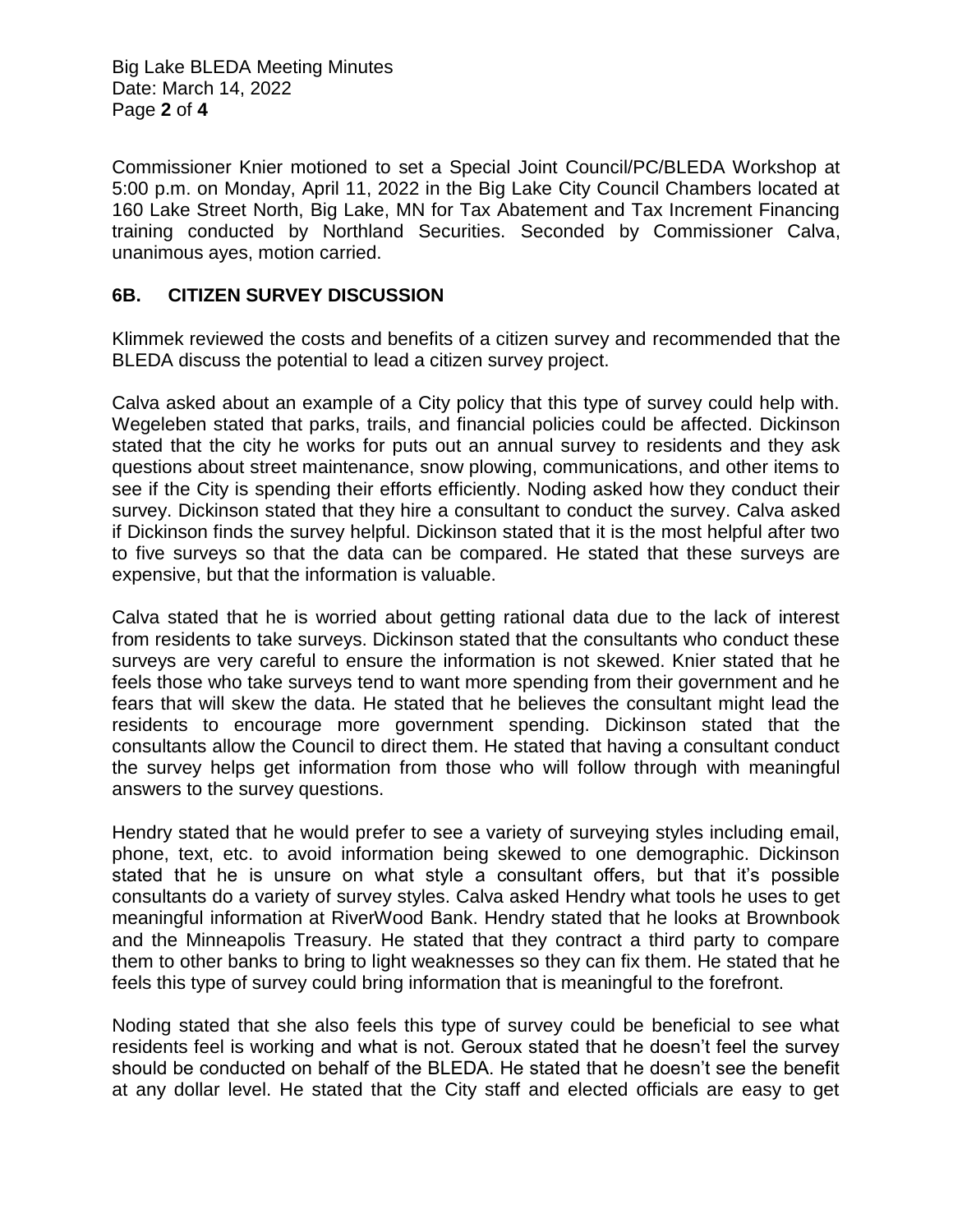Commissioner Knier motioned to set a Special Joint Council/PC/BLEDA Workshop at 5:00 p.m. on Monday, April 11, 2022 in the Big Lake City Council Chambers located at 160 Lake Street North, Big Lake, MN for Tax Abatement and Tax Increment Financing training conducted by Northland Securities. Seconded by Commissioner Calva, unanimous ayes, motion carried.

## 6B. CITIZEN SURVEY DISCUSSION

Klimmek reviewed the costs and benefits of a citizen survey and recommended that the BLEDA discuss the potential to lead a citizen survey project.

Calva asked about an example of a City policy that this type of survey could help with. Wegeleben stated that parks, trails, and financial policies could be affected. Dickinson stated that the city he works for puts out an annual survey to residents and they ask questions about street maintenance, snow plowing, communications, and other items to see if the City is spending their efforts efficiently. Noding asked how they conduct their survey. Dickinson stated that they hire a consultant to conduct the survey. Calva asked if Dickinson finds the survey helpful. Dickinson stated that it is the most helpful after two to five surveys so that the data can be compared. He stated that these surveys are expensive, but that the information is valuable.

Calva stated that he is worried about getting rational data due to the lack of interest from residents to take surveys. Dickinson stated that the consultants who conduct these surveys are very careful to ensure the information is not skewed. Knier stated that he feels those who take surveys tend to want more spending from their government and he fears that will skew the data. He stated that he believes the consultant might lead the residents to encourage more government spending. Dickinson stated that the consultants allow the Council to direct them. He stated that having a consultant conduct the survey helps get information from those who will follow through with meaningful answers to the survey questions.

Hendry stated that he would prefer to see a variety of surveying styles including email, phone, text, etc. to avoid information being skewed to one demographic. Dickinson stated that he is unsure on what style a consultant offers, but that it's possible consultants do a variety of survey styles. Calva asked Hendry what tools he uses to get meaningful information at RiverWood Bank. Hendry stated that he looks at Brownbook and the Minneapolis Treasury. He stated that they contract a third party to compare them to other banks to bring to light weaknesses so they can fix them. He stated that he feels this type of survey could bring information that is meaningful to the forefront.

Noding stated that she also feels this type of survey could be beneficial to see what residents feel is working and what is not. Geroux stated that he doesn't feel the survey should be conducted on behalf of the BLEDA. He stated that he doesn't see the benefit at any dollar level. He stated that the City staff and elected officials are easy to get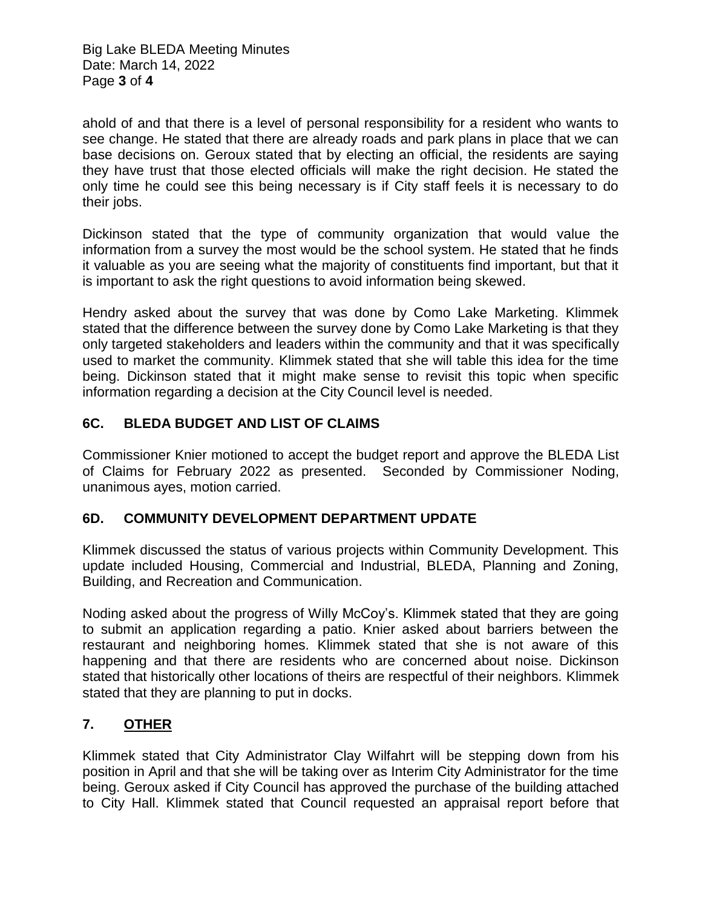ahold of and that there is a level of personal responsibility for a resident who wants to see change. He stated that there are already roads and park plans in place that we can base decisions on. Geroux stated that by electing an official, the residents are saying they have trust that those elected officials will make the right decision. He stated the only time he could see this being necessary is if City staff feels it is necessary to do their jobs.

Dickinson stated that the type of community organization that would value the information from a survey the most would be the school system. He stated that he finds it valuable as you are seeing what the majority of constituents find important, but that it is important to ask the right questions to avoid information being skewed.

Hendry asked about the survey that was done by Como Lake Marketing. Klimmek stated that the difference between the survey done by Como Lake Marketing is that they only targeted stakeholders and leaders within the community and that it was specifically used to market the community. Klimmek stated that she will table this idea for the time being. Dickinson stated that it might make sense to revisit this topic when specific information regarding a decision at the City Council level is needed.

## 6C. BLEDA BUDGET AND LIST OF CLAIMS

Commissioner Knier motioned to accept the budget report and approve the BLEDA List of Claims for February 2022 as presented. Seconded by Commissioner Noding, unanimous ayes, motion carried.

## 6D. COMMUNITY DEVELOPMENT DEPARTMENT UPDATE

Klimmek discussed the status of various projects within Community Development. This update included Housing, Commercial and Industrial, BLEDA, Planning and Zoning, Building, and Recreation and Communication.

Noding asked about the progress of Willy McCoy's. Klimmek stated that they are going to submit an application regarding a patio. Knier asked about barriers between the restaurant and neighboring homes. Klimmek stated that she is not aware of this happening and that there are residents who are concerned about noise. Dickinson stated that historically other locations of theirs are respectful of their neighbors. Klimmek stated that they are planning to put in docks.

## 7. OTHER

Klimmek stated that City Administrator Clay Wilfahrt will be stepping down from his position in April and that she will be taking over as Interim City Administrator for the time being. Geroux asked if City Council has approved the purchase of the building attached to City Hall. Klimmek stated that Council requested an appraisal report before that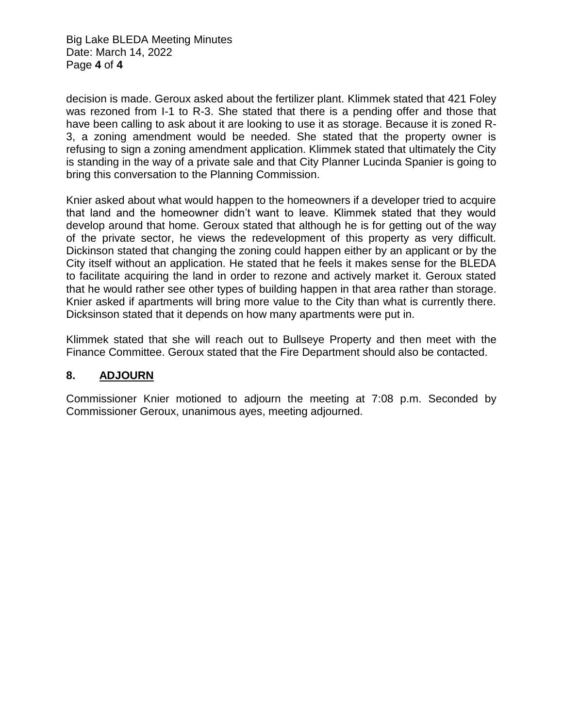decision is made. Geroux asked about the fertilizer plant. Klimmek stated that 421 Foley was rezoned from I-1 to R-3. She stated that there is a pending offer and those that have been calling to ask about it are looking to use it as storage. Because it is zoned R-3, a zoning amendment would be needed. She stated that the property owner is refusing to sign a zoning amendment application. Klimmek stated that ultimately the City is standing in the way of a private sale and that City Planner Lucinda Spanier is going to bring this conversation to the Planning Commission.

Knier asked about what would happen to the homeowners if a developer tried to acquire that land and the homeowner didn't want to leave. Klimmek stated that they would develop around that home. Geroux stated that although he is for getting out of the way of the private sector, he views the redevelopment of this property as very difficult. Dickinson stated that changing the zoning could happen either by an applicant or by the City itself without an application. He stated that he feels it makes sense for the BLEDA to facilitate acquiring the land in order to rezone and actively market it. Geroux stated that he would rather see other types of building happen in that area rather than storage. Knier asked if apartments will bring more value to the City than what is currently there. Dicksinson stated that it depends on how many apartments were put in.

Klimmek stated that she will reach out to Bullseye Property and then meet with the Finance Committee. Geroux stated that the Fire Department should also be contacted.

## 8. ADJOURN

Commissioner Knier motioned to adjourn the meeting at 7:08 p.m. Seconded by Commissioner Geroux, unanimous ayes, meeting adjourned.